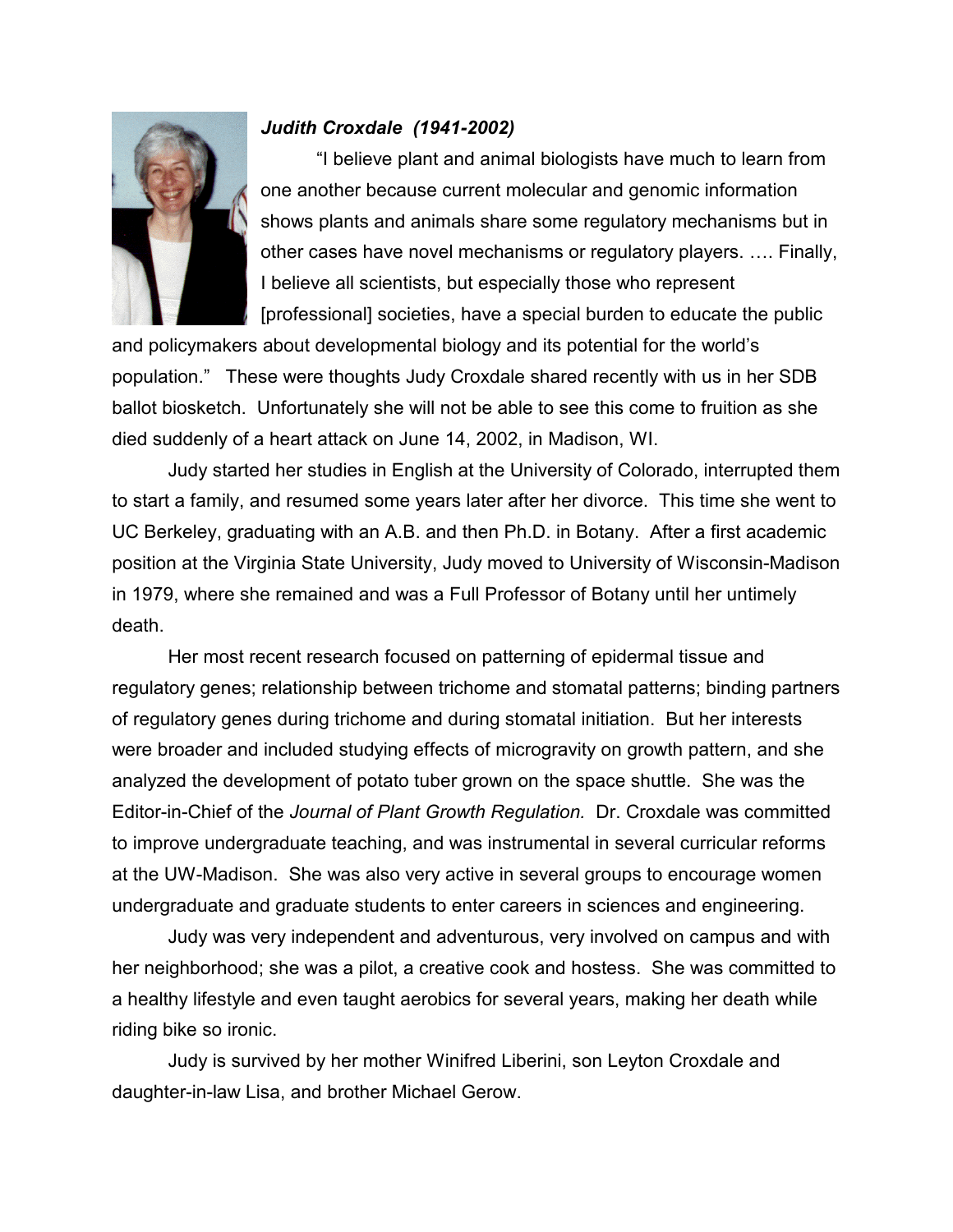***Judith Croxdale (1941-2002)***

"I believe plant and animal biologists have much to learn from one another because current molecular and genomic information shows plants and animals share some regulatory mechanisms but in other cases have novel mechanisms or regulatory players. …. Finally, I believe all scientists, but especially those who represent [professional] societies, have a special burden to educate the public and policymakers about developmental biology and its potential for the world's population." These were thoughts Judy Croxdale shared recently with us in her SDB ballot biosketch. Unfortunately she will not be able to see this come to fruition as she died suddenly of a heart attack on June 14, 2002, in Madison, WI.

Judy started her studies in English at the University of Colorado, interrupted them to start a family, and resumed some years later after her divorce. This time she went to UC Berkeley, graduating with an A.B. and then Ph.D. in Botany. After a first academic position at the Virginia State University, Judy moved to University of Wisconsin-Madison in 1979, where she remained and was a Full Professor of Botany until her untimely death.

Her most recent research focused on patterning of epidermal tissue and regulatory genes; relationship between trichome and stomatal patterns; binding partners of regulatory genes during trichome and during stomatal initiation. But her interests were broader and included studying effects of microgravity on growth pattern, and she analyzed the development of potato tuber grown on the space shuttle. She was the Editor-in-Chief of the *Journal of Plant Growth Regulation.* Dr. Croxdale was committed to improve undergraduate teaching, and was instrumental in several curricular reforms at the UW-Madison. She was also very active in several groups to encourage women undergraduate and graduate students to enter careers in sciences and engineering.

Judy was very independent and adventurous, very involved on campus and with her neighborhood; she was a pilot, a creative cook and hostess. She was committed to a healthy lifestyle and even taught aerobics for several years, making her death while riding bike so ironic.

Judy is survived by her mother Winifred Liberini, son Leyton Croxdale and daughter-in-law Lisa, and brother Michael Gerow.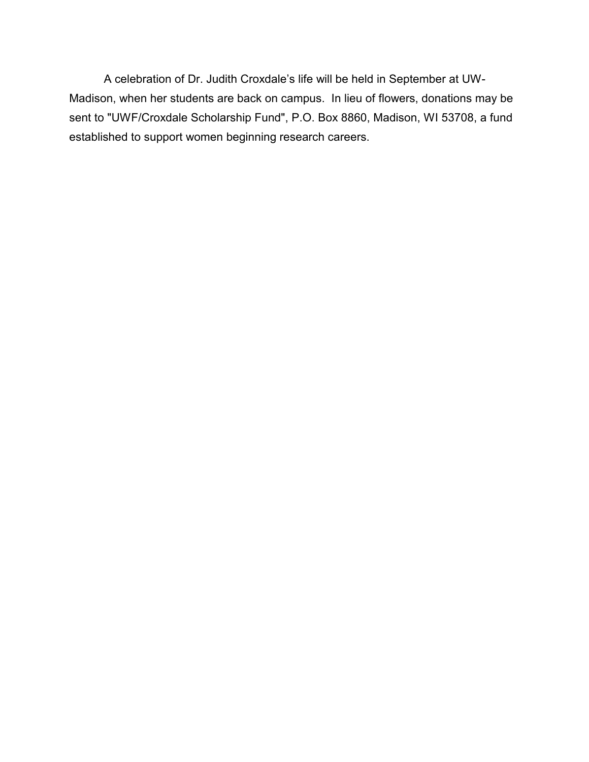A celebration of Dr. Judith Croxdale's life will be held in September at UW-Madison, when her students are back on campus. In lieu of flowers, donations may be sent to "UWF/Croxdale Scholarship Fund", P.O. Box 8860, Madison, WI 53708, a fund established to support women beginning research careers.